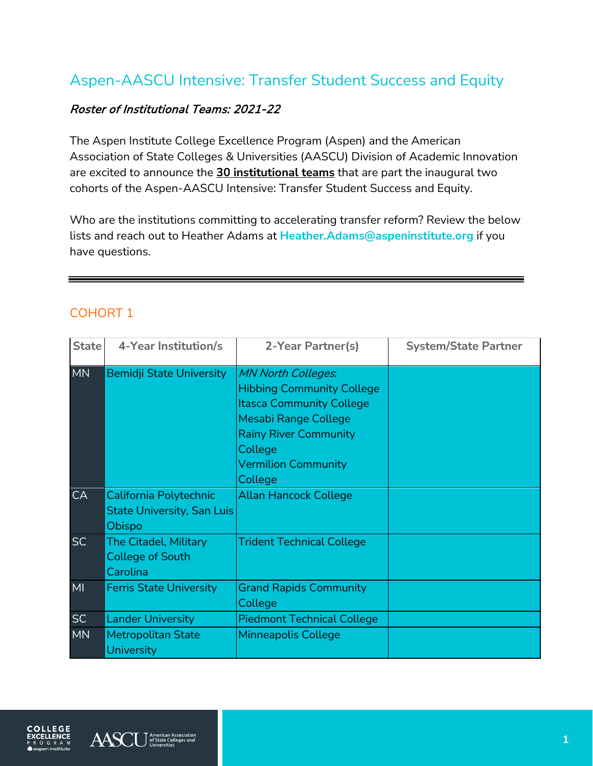# Aspen-AASCU Intensive: Transfer Student Success and Equity

***Roster of Institutional Teams: 2021-22***

The Aspen Institute College Excellence Program (Aspen) and the American Association of State Colleges & Universities (AASCU) Division of Academic Innovation are excited to announce the **30 institutional teams** that are part the inaugural two cohorts of the Aspen-AASCU Intensive: Transfer Student Success and Equity.

Who are the institutions committing to accelerating transfer reform? Review the below lists and reach out to Heather Adams at **Heather.Adams@aspeninstitute.org** if you have questions.

## COHORT 1

| State | 4-Year Institution/s | 2-Year Partner(s) | System/State Partner |
|---|---|---|---|
| MN | Bemidji State University | *MN North Colleges*:<br>Hibbing Community College<br>Itasca Community College<br>Mesabi Range College<br>Rainy River Community College<br>Vermilion Community College | |
| CA | California Polytechnic State University, San Luis Obispo | Allan Hancock College | |
| SC | The Citadel, Military College of South Carolina | Trident Technical College | |
| MI | Ferris State University | Grand Rapids Community College | |
| SC | Lander University | Piedmont Technical College | |
| MN | Metropolitan State University | Minneapolis College | |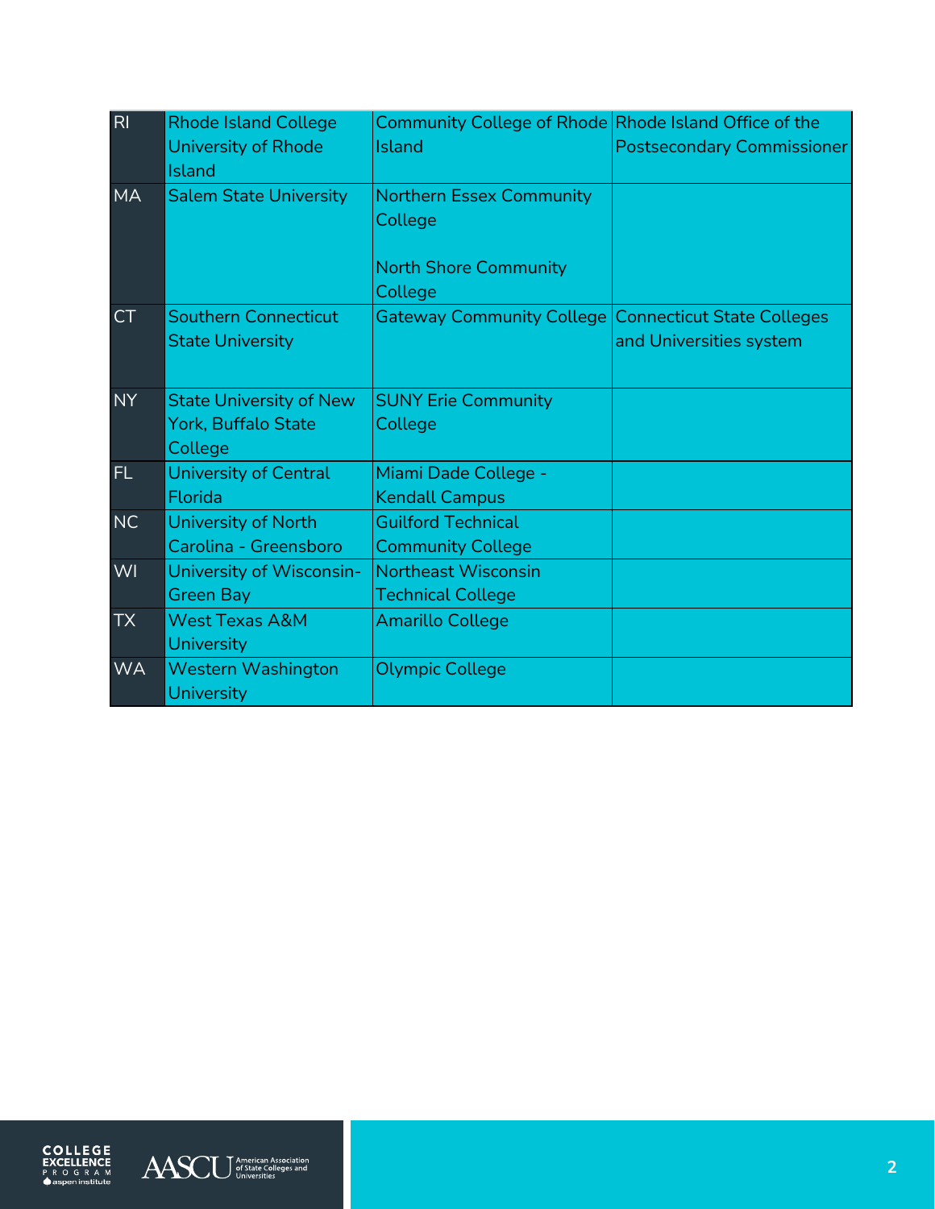| RI | Rhode Island College<br>University of Rhode Island | Community College of Rhode Island | Rhode Island Office of the Postsecondary Commissioner |
|---|---|---|---|
| MA | Salem State University | Northern Essex Community College<br><br>North Shore Community College | |
| CT | Southern Connecticut State University | Gateway Community College | Connecticut State Colleges and Universities system |
| NY | State University of New York, Buffalo State College | SUNY Erie Community College | |
| FL | University of Central Florida | Miami Dade College - Kendall Campus | |
| NC | University of North Carolina - Greensboro | Guilford Technical Community College | |
| WI | University of Wisconsin-Green Bay | Northeast Wisconsin Technical College | |
| TX | West Texas A&M University | Amarillo College | |
| WA | Western Washington University | Olympic College | |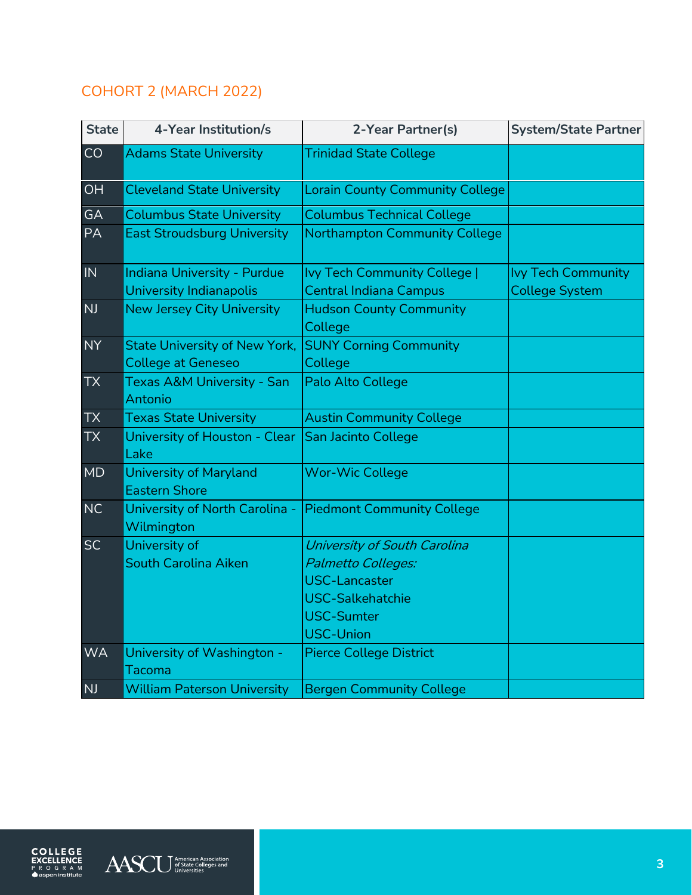## COHORT 2 (MARCH 2022)

| State | 4-Year Institution/s | 2-Year Partner(s) | System/State Partner |
|---|---|---|---|
| CO | Adams State University | Trinidad State College | |
| OH | Cleveland State University | Lorain County Community College | |
| GA | Columbus State University | Columbus Technical College | |
| PA | East Stroudsburg University | Northampton Community College | |
| IN | Indiana University - Purdue University Indianapolis | Ivy Tech Community College \| Central Indiana Campus | Ivy Tech Community College System |
| NJ | New Jersey City University | Hudson County Community College | |
| NY | State University of New York, College at Geneseo | SUNY Corning Community College | |
| TX | Texas A&M University - San Antonio | Palo Alto College | |
| TX | Texas State University | Austin Community College | |
| TX | University of Houston - Clear Lake | San Jacinto College | |
| MD | University of Maryland Eastern Shore | Wor-Wic College | |
| NC | University of North Carolina - Wilmington | Piedmont Community College | |
| SC | University of South Carolina Aiken | *University of South Carolina Palmetto Colleges:* USC-Lancaster, USC-Salkehatchie, USC-Sumter, USC-Union | |
| WA | University of Washington - Tacoma | Pierce College District | |
| NJ | William Paterson University | Bergen Community College | |